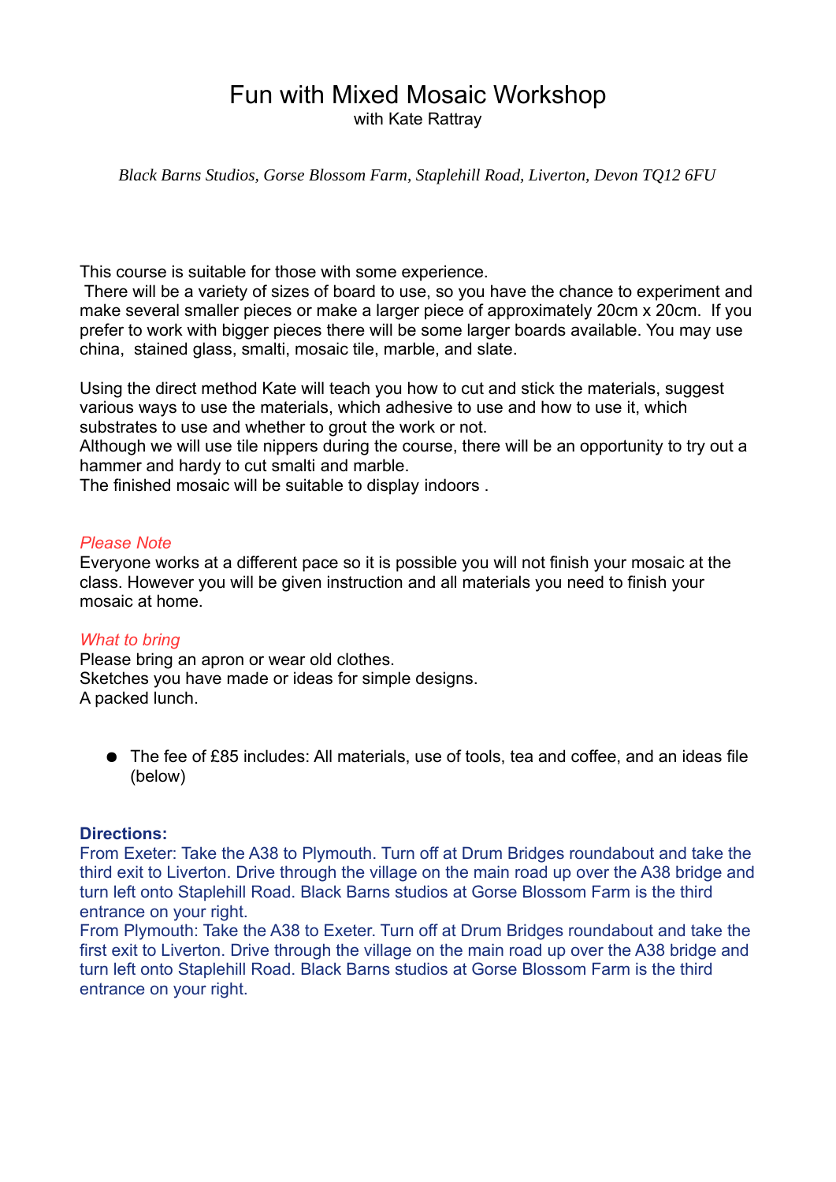# Fun with Mixed Mosaic Workshop

with Kate Rattray

*Black Barns Studios, Gorse Blossom Farm, Staplehill Road, Liverton, Devon TQ12 6FU*

This course is suitable for those with some experience.
There will be a variety of sizes of board to use, so you have the chance to experiment and make several smaller pieces or make a larger piece of approximately 20cm x 20cm. If you prefer to work with bigger pieces there will be some larger boards available. You may use china, stained glass, smalti, mosaic tile, marble, and slate.

Using the direct method Kate will teach you how to cut and stick the materials, suggest various ways to use the materials, which adhesive to use and how to use it, which substrates to use and whether to grout the work or not.
Although we will use tile nippers during the course, there will be an opportunity to try out a hammer and hardy to cut smalti and marble.
The finished mosaic will be suitable to display indoors .

*Please Note*
Everyone works at a different pace so it is possible you will not finish your mosaic at the class. However you will be given instruction and all materials you need to finish your mosaic at home.

*What to bring*
Please bring an apron or wear old clothes.
Sketches you have made or ideas for simple designs.
A packed lunch.

- The fee of £85 includes: All materials, use of tools, tea and coffee, and an ideas file (below)

**Directions:**
From Exeter: Take the A38 to Plymouth. Turn off at Drum Bridges roundabout and take the third exit to Liverton. Drive through the village on the main road up over the A38 bridge and turn left onto Staplehill Road. Black Barns studios at Gorse Blossom Farm is the third entrance on your right.
From Plymouth: Take the A38 to Exeter. Turn off at Drum Bridges roundabout and take the first exit to Liverton. Drive through the village on the main road up over the A38 bridge and turn left onto Staplehill Road. Black Barns studios at Gorse Blossom Farm is the third entrance on your right.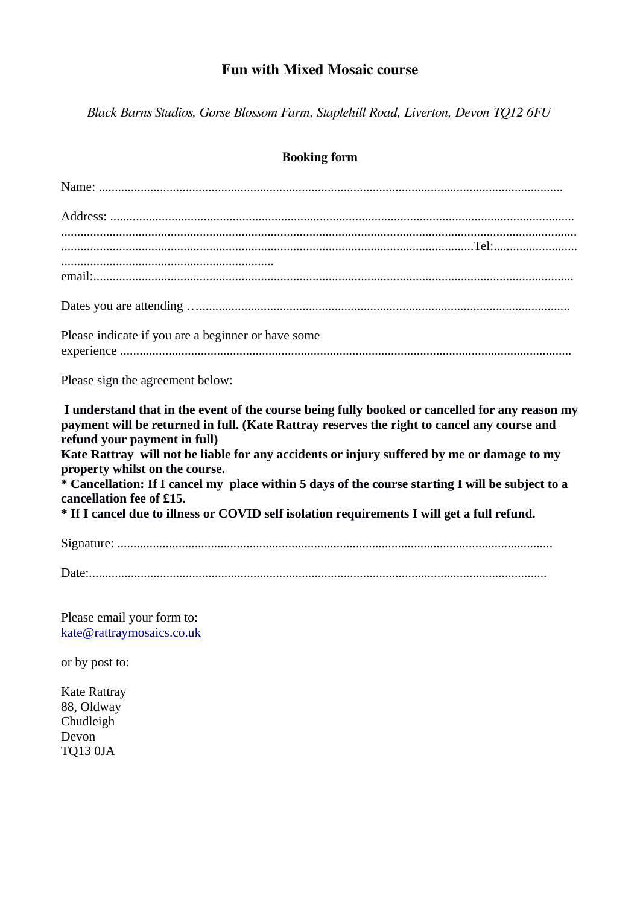# Fun with Mixed Mosaic course

*Black Barns Studios, Gorse Blossom Farm, Staplehill Road, Liverton, Devon TQ12 6FU*

**Booking form**

Name: ...............................................................................................................................................

Address: .............................................................................................................................................
.............................................................................................................................................................
..........................................................................................................................Tel:..........................
.................................................................
email:...................................................................................................................................................

Dates you are attending …................................................................................................................

Please indicate if you are a beginner or have some experience ..........................................................................................................................................

Please sign the agreement below:

**I understand that in the event of the course being fully booked or cancelled for any reason my payment will be returned in full. (Kate Rattray reserves the right to cancel any course and refund your payment in full)**
**Kate Rattray will not be liable for any accidents or injury suffered by me or damage to my property whilst on the course.**
**\* Cancellation: If I cancel my place within 5 days of the course starting I will be subject to a cancellation fee of £15.**
**\* If I cancel due to illness or COVID self isolation requirements I will get a full refund.**

Signature: ....................................................................................................................................

Date:...........................................................................................................................................

Please email your form to:
kate@rattraymosaics.co.uk

or by post to:

Kate Rattray
88, Oldway
Chudleigh
Devon
TQ13 0JA